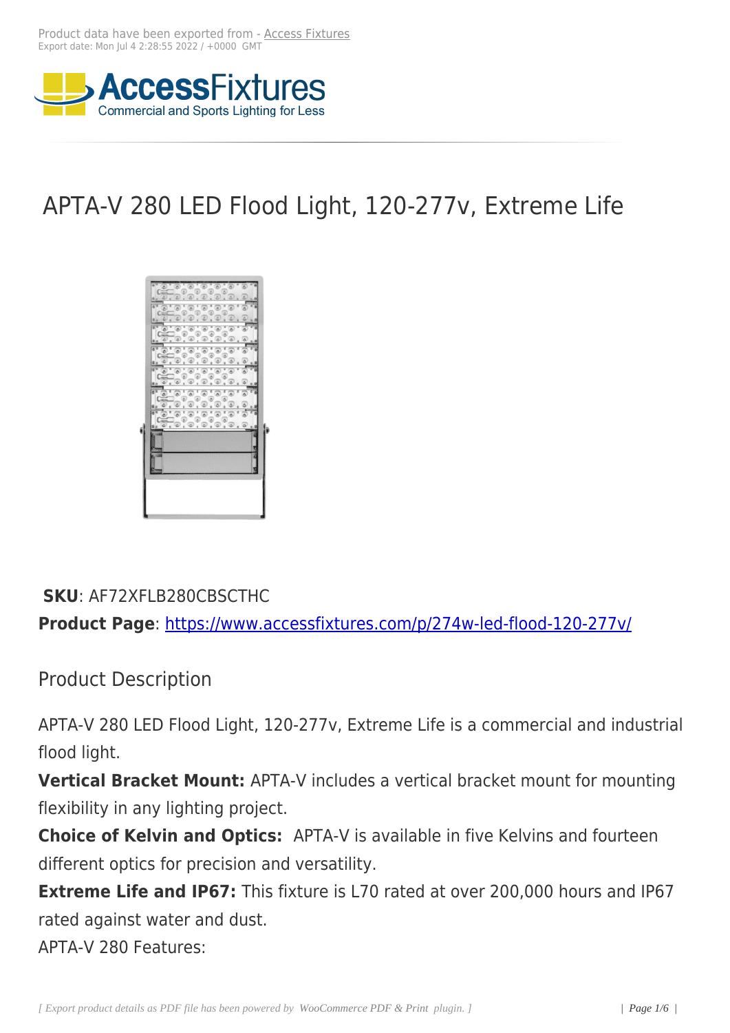Product data have been exported from - Access Fixtures
Export date: Mon Jul 4 2:28:55 2022 / +0000 GMT

# APTA-V 280 LED Flood Light, 120-277v, Extreme Life

**SKU**: AF72XFLB280CBSCTHC
**Product Page**: https://www.accessfixtures.com/p/274w-led-flood-120-277v/

## Product Description

APTA-V 280 LED Flood Light, 120-277v, Extreme Life is a commercial and industrial flood light.

**Vertical Bracket Mount:** APTA-V includes a vertical bracket mount for mounting flexibility in any lighting project.

**Choice of Kelvin and Optics:** APTA-V is available in five Kelvins and fourteen different optics for precision and versatility.

**Extreme Life and IP67:** This fixture is L70 rated at over 200,000 hours and IP67 rated against water and dust.

APTA-V 280 Features: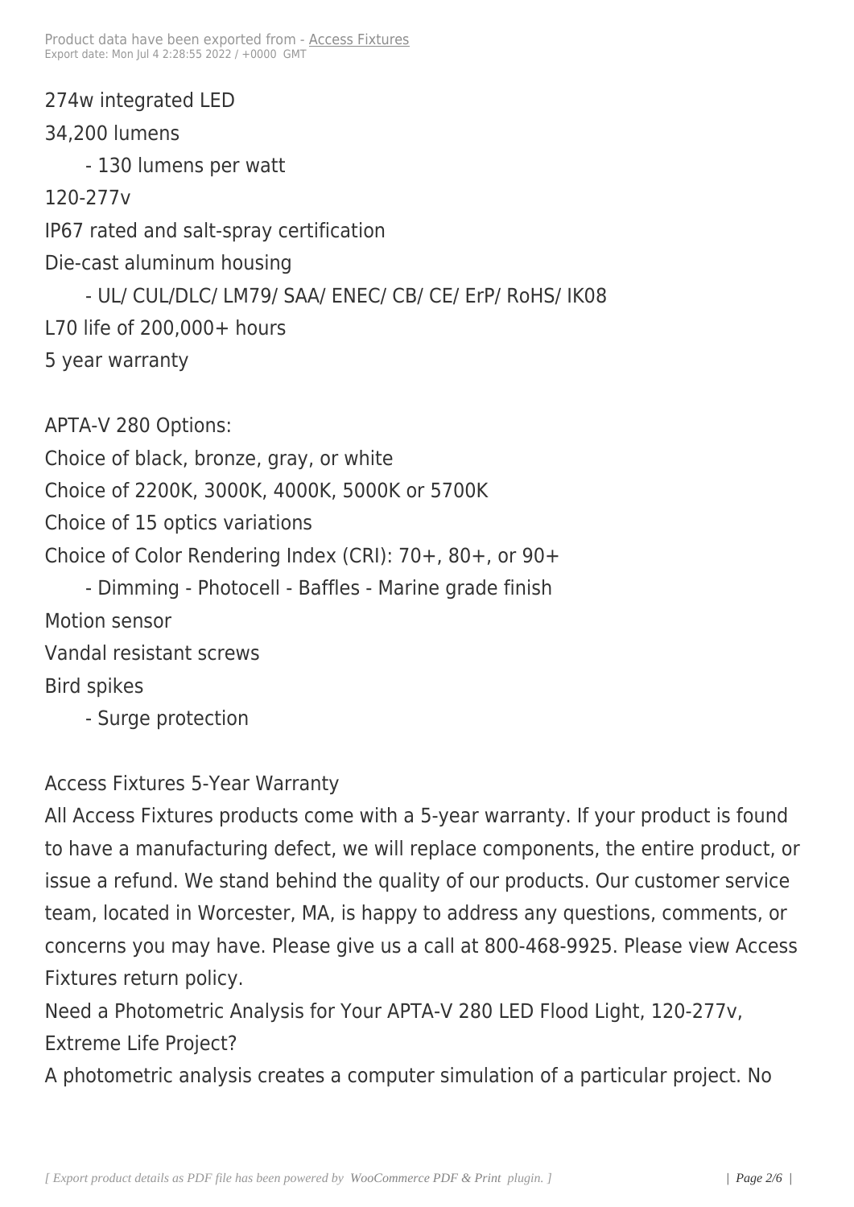274w integrated LED

34,200 lumens

- 130 lumens per watt

120-277v

IP67 rated and salt-spray certification

Die-cast aluminum housing

- UL/ CUL/DLC/ LM79/ SAA/ ENEC/ CB/ CE/ ErP/ RoHS/ IK08

L70 life of 200,000+ hours

5 year warranty

APTA-V 280 Options:

Choice of black, bronze, gray, or white

Choice of 2200K, 3000K, 4000K, 5000K or 5700K

Choice of 15 optics variations

Choice of Color Rendering Index (CRI): 70+, 80+, or 90+

- Dimming - Photocell - Baffles - Marine grade finish

Motion sensor

Vandal resistant screws

Bird spikes

- Surge protection

Access Fixtures 5-Year Warranty

All Access Fixtures products come with a 5-year warranty. If your product is found to have a manufacturing defect, we will replace components, the entire product, or issue a refund. We stand behind the quality of our products. Our customer service team, located in Worcester, MA, is happy to address any questions, comments, or concerns you may have. Please give us a call at 800-468-9925. Please view Access Fixtures return policy.

Need a Photometric Analysis for Your APTA-V 280 LED Flood Light, 120-277v, Extreme Life Project?

A photometric analysis creates a computer simulation of a particular project. No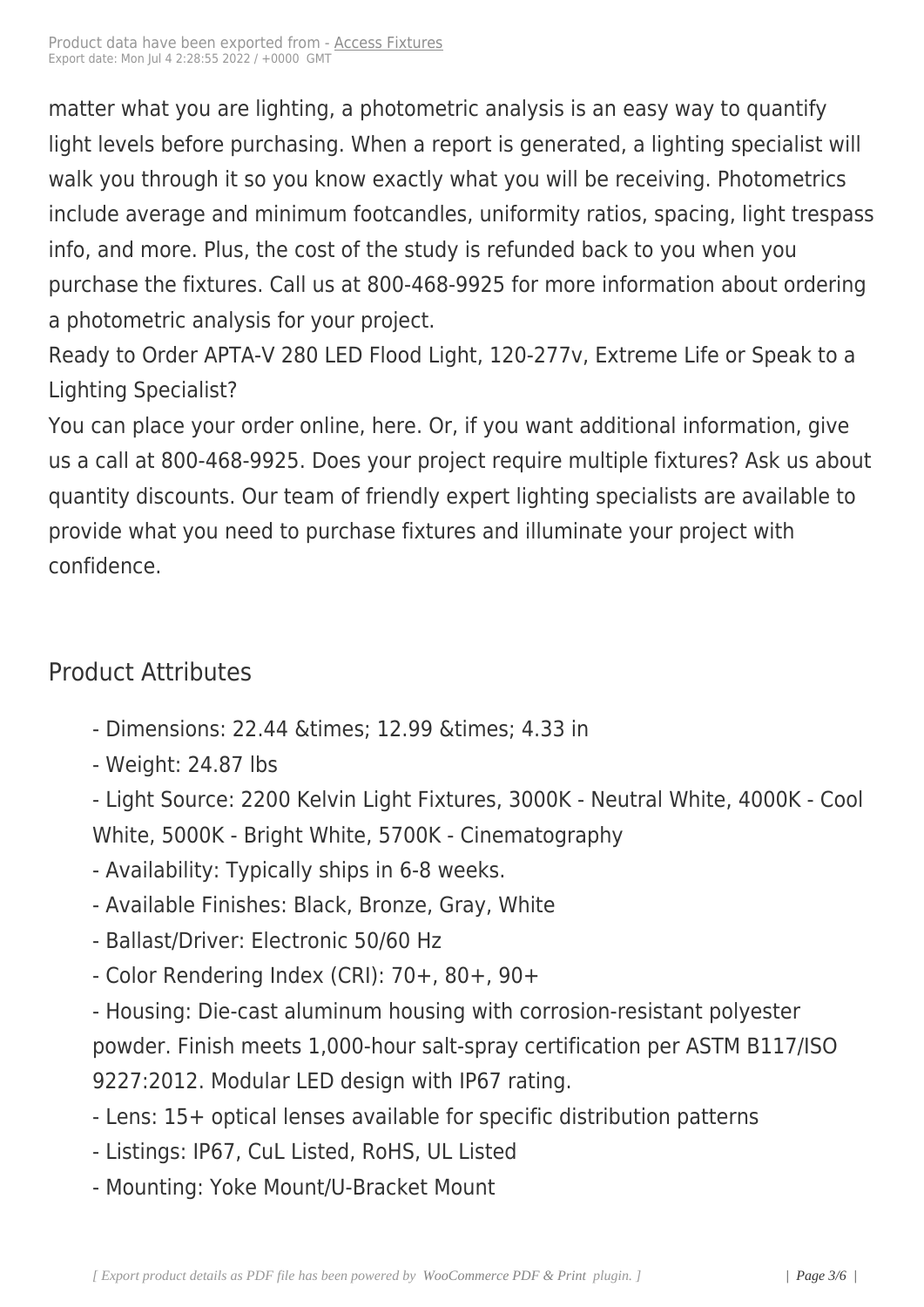matter what you are lighting, a photometric analysis is an easy way to quantify light levels before purchasing. When a report is generated, a lighting specialist will walk you through it so you know exactly what you will be receiving. Photometrics include average and minimum footcandles, uniformity ratios, spacing, light trespass info, and more. Plus, the cost of the study is refunded back to you when you purchase the fixtures. Call us at 800-468-9925 for more information about ordering a photometric analysis for your project.

Ready to Order APTA-V 280 LED Flood Light, 120-277v, Extreme Life or Speak to a Lighting Specialist?

You can place your order online, here. Or, if you want additional information, give us a call at 800-468-9925. Does your project require multiple fixtures? Ask us about quantity discounts. Our team of friendly expert lighting specialists are available to provide what you need to purchase fixtures and illuminate your project with confidence.

## Product Attributes

- Dimensions: 22.44 &times; 12.99 &times; 4.33 in
- Weight: 24.87 lbs
- Light Source: 2200 Kelvin Light Fixtures, 3000K - Neutral White, 4000K - Cool White, 5000K - Bright White, 5700K - Cinematography
- Availability: Typically ships in 6-8 weeks.
- Available Finishes: Black, Bronze, Gray, White
- Ballast/Driver: Electronic 50/60 Hz
- Color Rendering Index (CRI): 70+, 80+, 90+
- Housing: Die-cast aluminum housing with corrosion-resistant polyester powder. Finish meets 1,000-hour salt-spray certification per ASTM B117/ISO 9227:2012. Modular LED design with IP67 rating.
- Lens: 15+ optical lenses available for specific distribution patterns
- Listings: IP67, CuL Listed, RoHS, UL Listed
- Mounting: Yoke Mount/U-Bracket Mount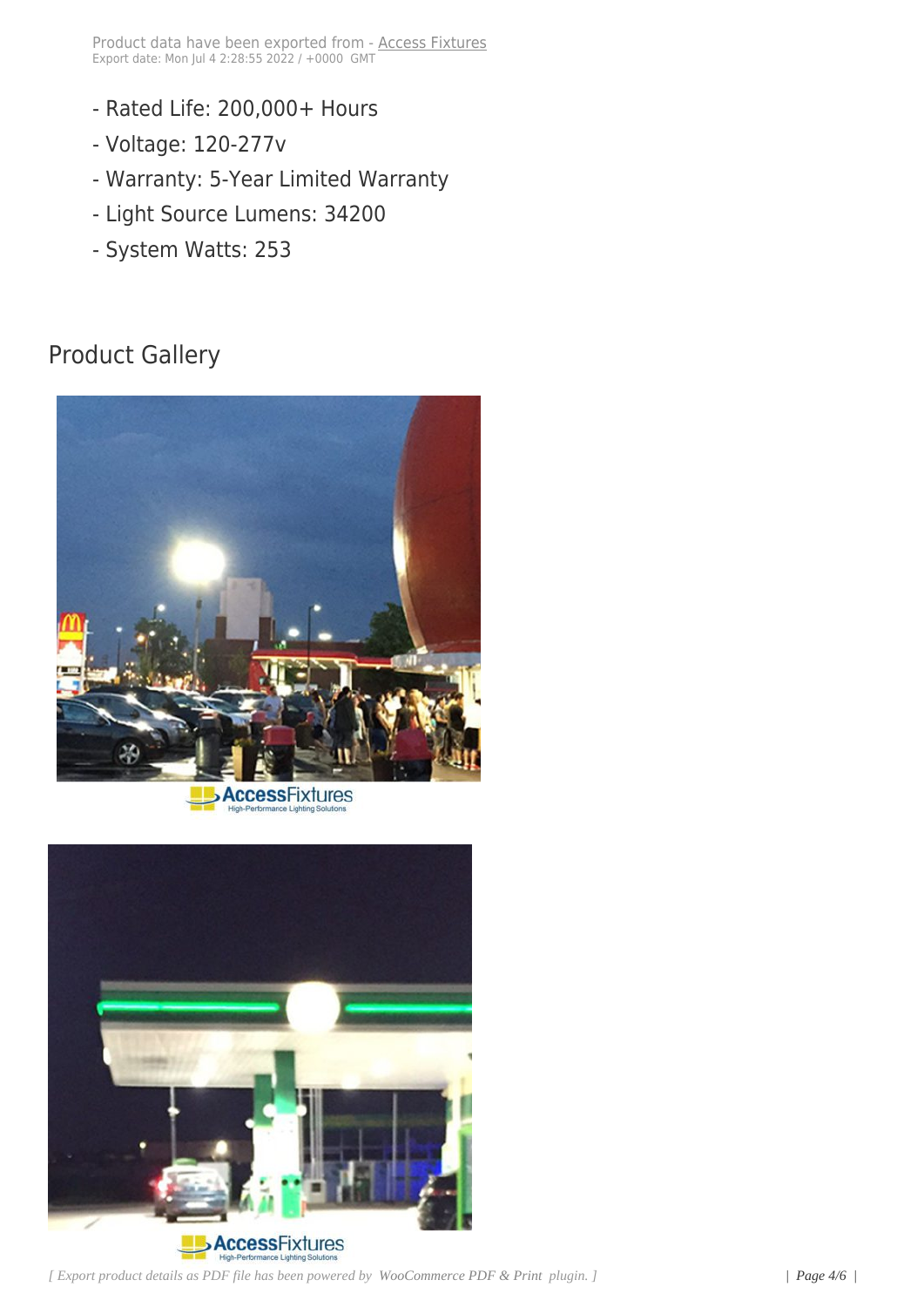- Rated Life: 200,000+ Hours
- Voltage: 120-277v
- Warranty: 5-Year Limited Warranty
- Light Source Lumens: 34200
- System Watts: 253

## Product Gallery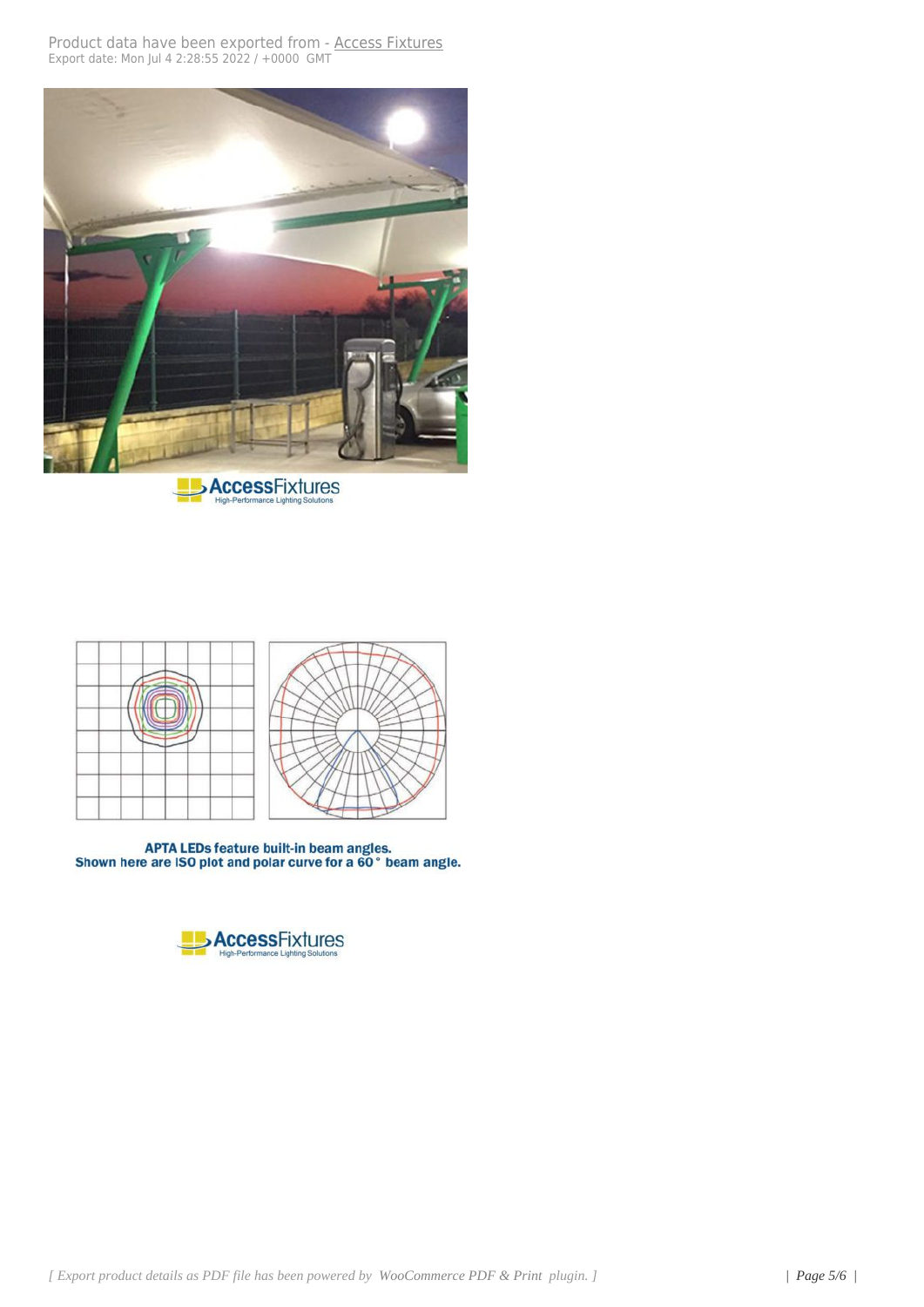APTA LEDs feature built-in beam angles.
Shown here are ISO plot and polar curve for a 60 ° beam angle.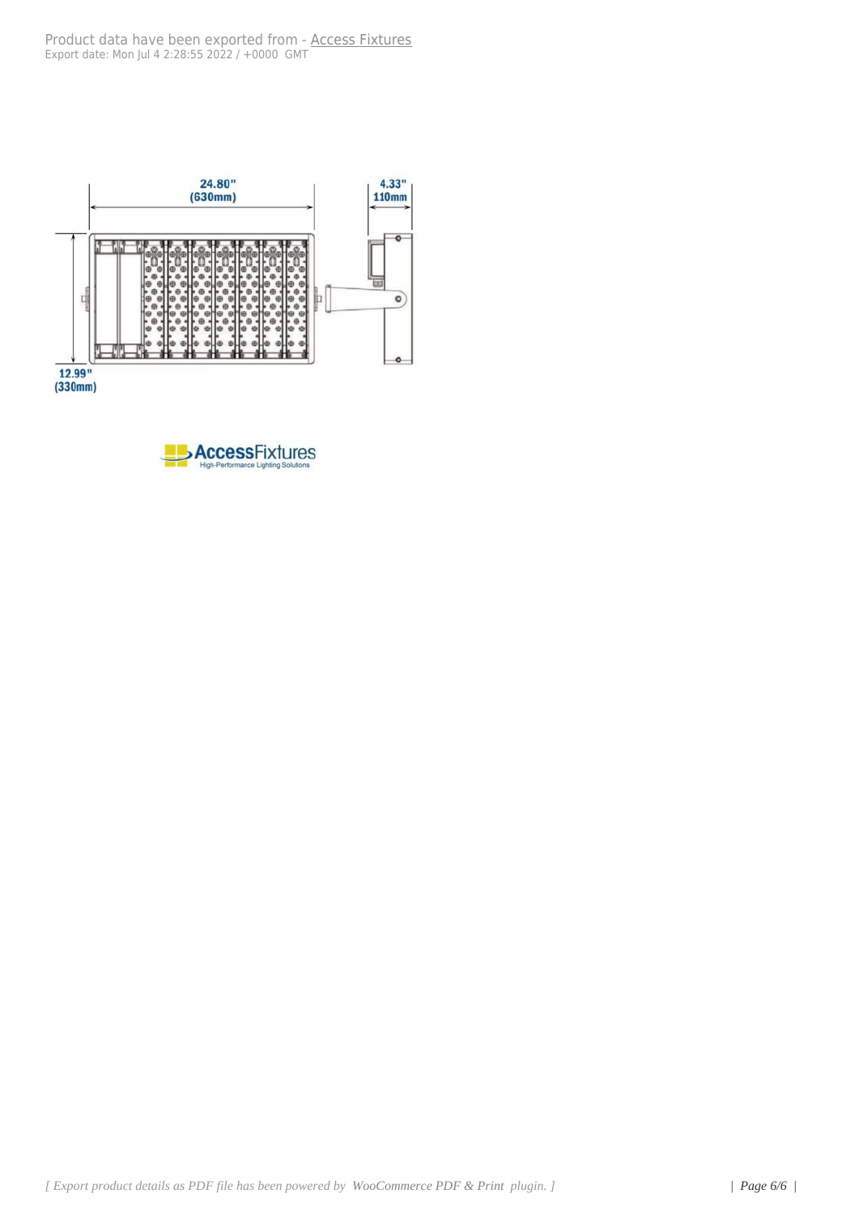24.80"
(630mm)

4.33"
110mm

12.99"
(330mm)

AccessFixtures
High-Performance Lighting Solutions